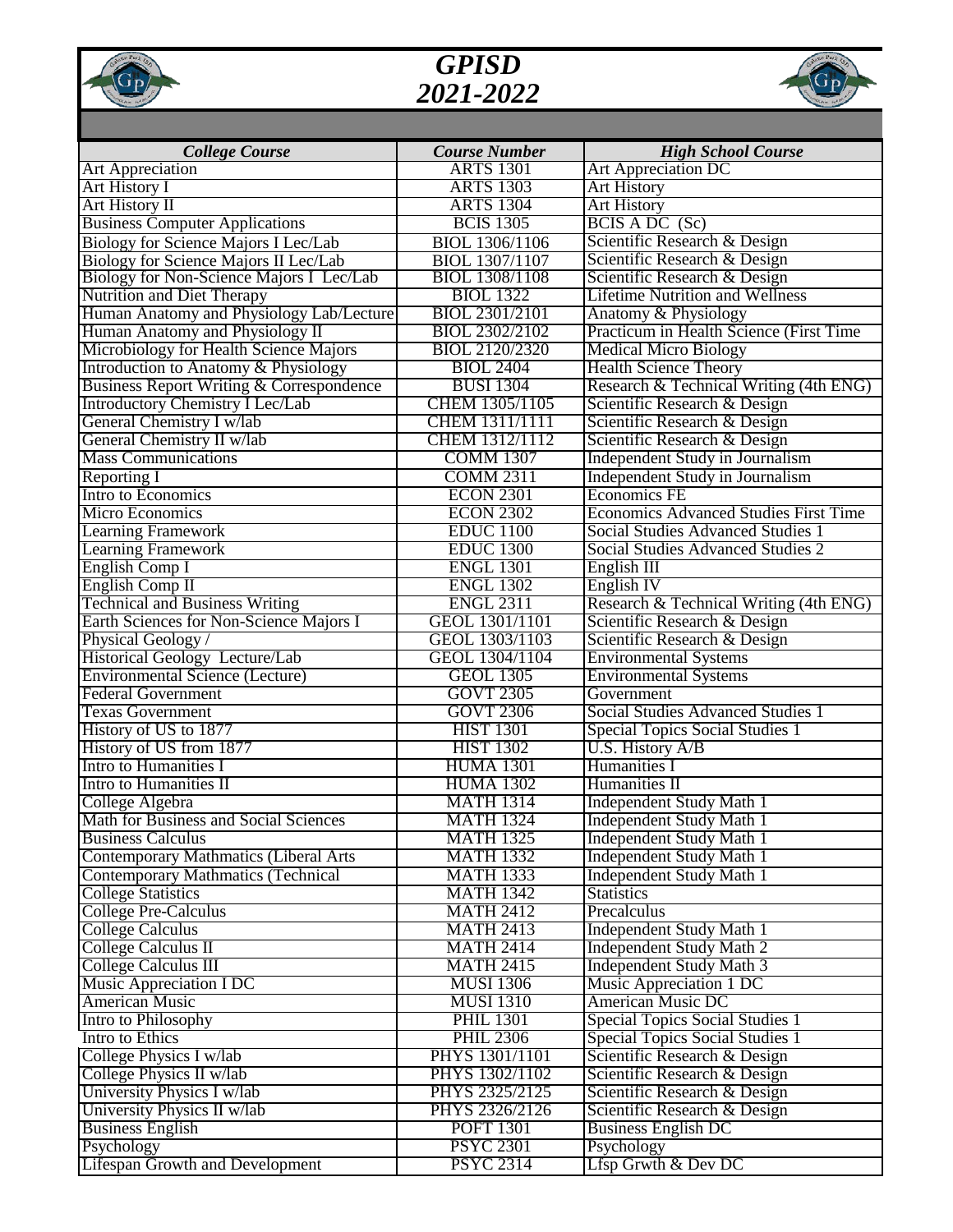# *GPISD*
# *2021-2022*

| *College Course* | *Course Number* | *High School Course* |
|---|---|---|
| Art Appreciation | ARTS 1301 | Art Appreciation DC |
| Art History I | ARTS 1303 | Art History |
| Art History II | ARTS 1304 | Art History |
| Business Computer Applications | BCIS 1305 | BCIS A DC (Sc) |
| Biology for Science Majors I Lec/Lab | BIOL 1306/1106 | Scientific Research & Design |
| Biology for Science Majors II Lec/Lab | BIOL 1307/1107 | Scientific Research & Design |
| Biology for Non-Science Majors I Lec/Lab | BIOL 1308/1108 | Scientific Research & Design |
| Nutrition and Diet Therapy | BIOL 1322 | Lifetime Nutrition and Wellness |
| Human Anatomy and Physiology Lab/Lecture | BIOL 2301/2101 | Anatomy & Physiology |
| Human Anatomy and Physiology II | BIOL 2302/2102 | Practicum in Health Science (First Time |
| Microbiology for Health Science Majors | BIOL 2120/2320 | Medical Micro Biology |
| Introduction to Anatomy & Physiology | BIOL 2404 | Health Science Theory |
| Business Report Writing & Correspondence | BUSI 1304 | Research & Technical Writing (4th ENG) |
| Introductory Chemistry I Lec/Lab | CHEM 1305/1105 | Scientific Research & Design |
| General Chemistry I w/lab | CHEM 1311/1111 | Scientific Research & Design |
| General Chemistry II w/lab | CHEM 1312/1112 | Scientific Research & Design |
| Mass Communications | COMM 1307 | Independent Study in Journalism |
| Reporting I | COMM 2311 | Independent Study in Journalism |
| Intro to Economics | ECON 2301 | Economics FE |
| Micro Economics | ECON 2302 | Economics Advanced Studies First Time |
| Learning Framework | EDUC 1100 | Social Studies Advanced Studies 1 |
| Learning Framework | EDUC 1300 | Social Studies Advanced Studies 2 |
| English Comp I | ENGL 1301 | English III |
| English Comp II | ENGL 1302 | English IV |
| Technical and Business Writing | ENGL 2311 | Research & Technical Writing (4th ENG) |
| Earth Sciences for Non-Science Majors I | GEOL 1301/1101 | Scientific Research & Design |
| Physical Geology / | GEOL 1303/1103 | Scientific Research & Design |
| Historical Geology Lecture/Lab | GEOL 1304/1104 | Environmental Systems |
| Environmental Science (Lecture) | GEOL 1305 | Environmental Systems |
| Federal Government | GOVT 2305 | Government |
| Texas Government | GOVT 2306 | Social Studies Advanced Studies 1 |
| History of US to 1877 | HIST 1301 | Special Topics Social Studies 1 |
| History of US from 1877 | HIST 1302 | U.S. History A/B |
| Intro to Humanities I | HUMA 1301 | Humanities I |
| Intro to Humanities II | HUMA 1302 | Humanities II |
| College Algebra | MATH 1314 | Independent Study Math 1 |
| Math for Business and Social Sciences | MATH 1324 | Independent Study Math 1 |
| Business Calculus | MATH 1325 | Independent Study Math 1 |
| Contemporary Mathmatics (Liberal Arts | MATH 1332 | Independent Study Math 1 |
| Contemporary Mathmatics (Technical | MATH 1333 | Independent Study Math 1 |
| College Statistics | MATH 1342 | Statistics |
| College Pre-Calculus | MATH 2412 | Precalculus |
| College Calculus | MATH 2413 | Independent Study Math 1 |
| College Calculus II | MATH 2414 | Independent Study Math 2 |
| College Calculus III | MATH 2415 | Independent Study Math 3 |
| Music Appreciation I DC | MUSI 1306 | Music Appreciation 1 DC |
| American Music | MUSI 1310 | American Music DC |
| Intro to Philosophy | PHIL 1301 | Special Topics Social Studies 1 |
| Intro to Ethics | PHIL 2306 | Special Topics Social Studies 1 |
| College Physics I w/lab | PHYS 1301/1101 | Scientific Research & Design |
| College Physics II w/lab | PHYS 1302/1102 | Scientific Research & Design |
| University Physics I w/lab | PHYS 2325/2125 | Scientific Research & Design |
| University Physics II w/lab | PHYS 2326/2126 | Scientific Research & Design |
| Business English | POFT 1301 | Business English DC |
| Psychology | PSYC 2301 | Psychology |
| Lifespan Growth and Development | PSYC 2314 | Lfsp Grwth & Dev DC |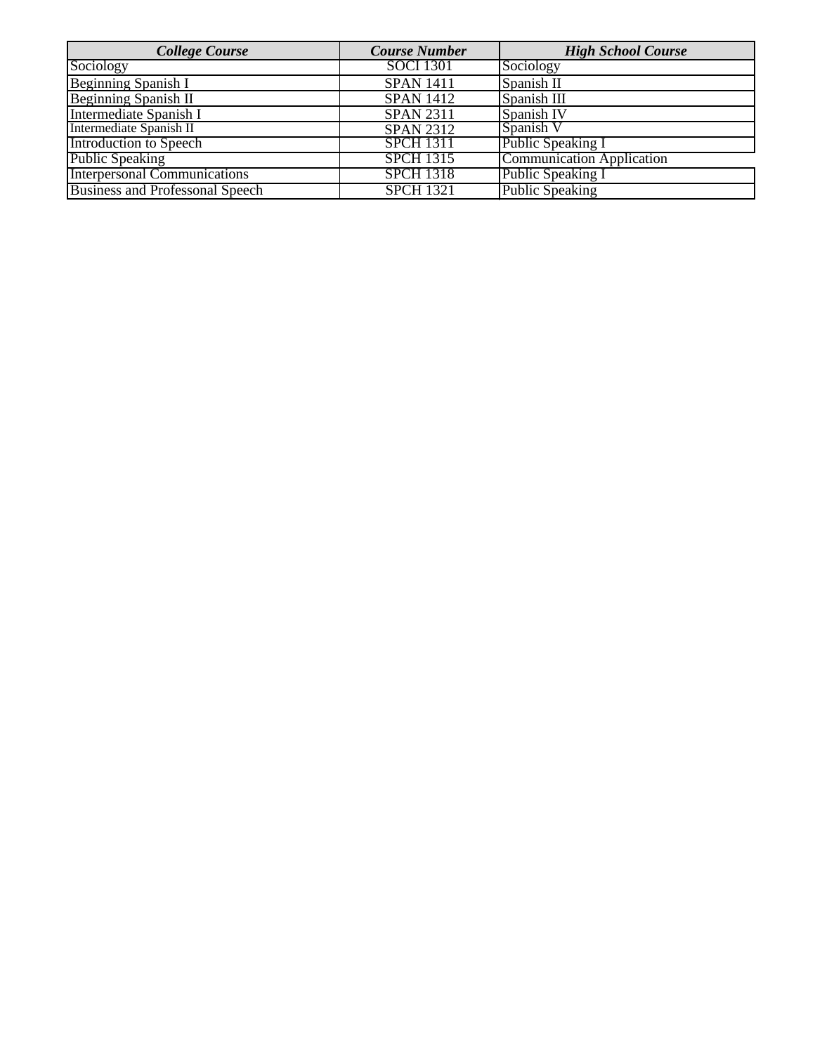| *College Course* | *Course Number* | *High School Course* |
|---|---|---|
| Sociology | SOCI 1301 | Sociology |
| Beginning Spanish I | SPAN 1411 | Spanish II |
| Beginning Spanish II | SPAN 1412 | Spanish III |
| Intermediate Spanish I | SPAN 2311 | Spanish IV |
| Intermediate Spanish II | SPAN 2312 | Spanish V |
| Introduction to Speech | SPCH 1311 | Public Speaking I |
| Public Speaking | SPCH 1315 | Communication Application |
| Interpersonal Communications | SPCH 1318 | Public Speaking I |
| Business and Professonal Speech | SPCH 1321 | Public Speaking |